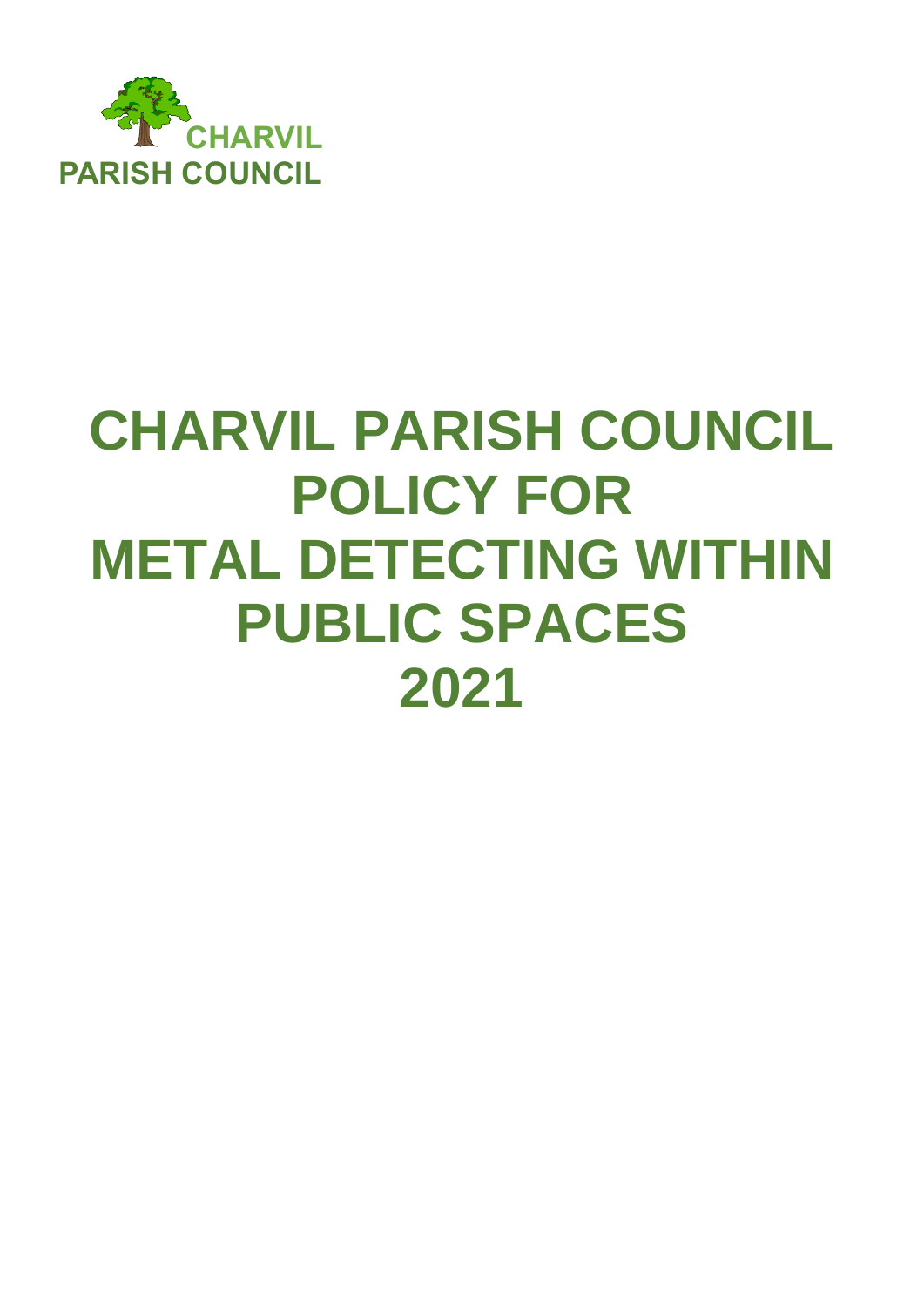CHARVIL
PARISH COUNCIL

# CHARVIL PARISH COUNCIL POLICY FOR METAL DETECTING WITHIN PUBLIC SPACES 2021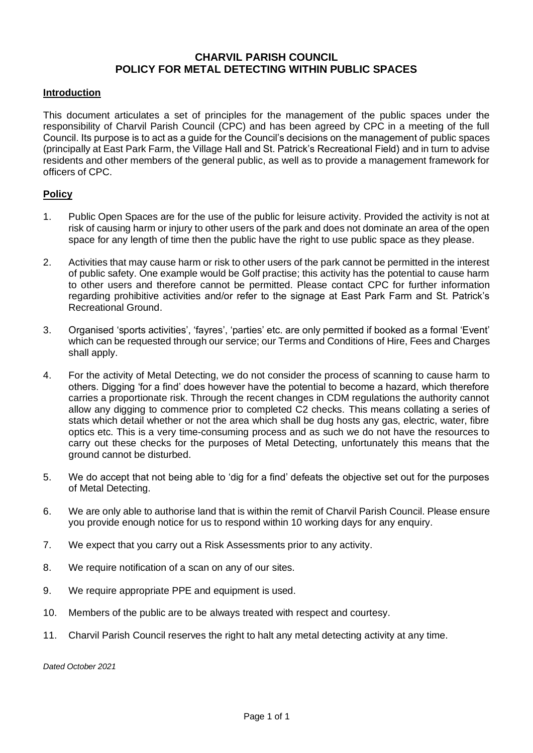# CHARVIL PARISH COUNCIL
# POLICY FOR METAL DETECTING WITHIN PUBLIC SPACES

## Introduction

This document articulates a set of principles for the management of the public spaces under the responsibility of Charvil Parish Council (CPC) and has been agreed by CPC in a meeting of the full Council. Its purpose is to act as a guide for the Council's decisions on the management of public spaces (principally at East Park Farm, the Village Hall and St. Patrick's Recreational Field) and in turn to advise residents and other members of the general public, as well as to provide a management framework for officers of CPC.

## Policy

1. Public Open Spaces are for the use of the public for leisure activity. Provided the activity is not at risk of causing harm or injury to other users of the park and does not dominate an area of the open space for any length of time then the public have the right to use public space as they please.

2. Activities that may cause harm or risk to other users of the park cannot be permitted in the interest of public safety. One example would be Golf practise; this activity has the potential to cause harm to other users and therefore cannot be permitted. Please contact CPC for further information regarding prohibitive activities and/or refer to the signage at East Park Farm and St. Patrick's Recreational Ground.

3. Organised 'sports activities', 'fayres', 'parties' etc. are only permitted if booked as a formal 'Event' which can be requested through our service; our Terms and Conditions of Hire, Fees and Charges shall apply.

4. For the activity of Metal Detecting, we do not consider the process of scanning to cause harm to others. Digging 'for a find' does however have the potential to become a hazard, which therefore carries a proportionate risk. Through the recent changes in CDM regulations the authority cannot allow any digging to commence prior to completed C2 checks. This means collating a series of stats which detail whether or not the area which shall be dug hosts any gas, electric, water, fibre optics etc. This is a very time-consuming process and as such we do not have the resources to carry out these checks for the purposes of Metal Detecting, unfortunately this means that the ground cannot be disturbed.

5. We do accept that not being able to 'dig for a find' defeats the objective set out for the purposes of Metal Detecting.

6. We are only able to authorise land that is within the remit of Charvil Parish Council. Please ensure you provide enough notice for us to respond within 10 working days for any enquiry.

7. We expect that you carry out a Risk Assessments prior to any activity.

8. We require notification of a scan on any of our sites.

9. We require appropriate PPE and equipment is used.

10. Members of the public are to be always treated with respect and courtesy.

11. Charvil Parish Council reserves the right to halt any metal detecting activity at any time.

*Dated October 2021*